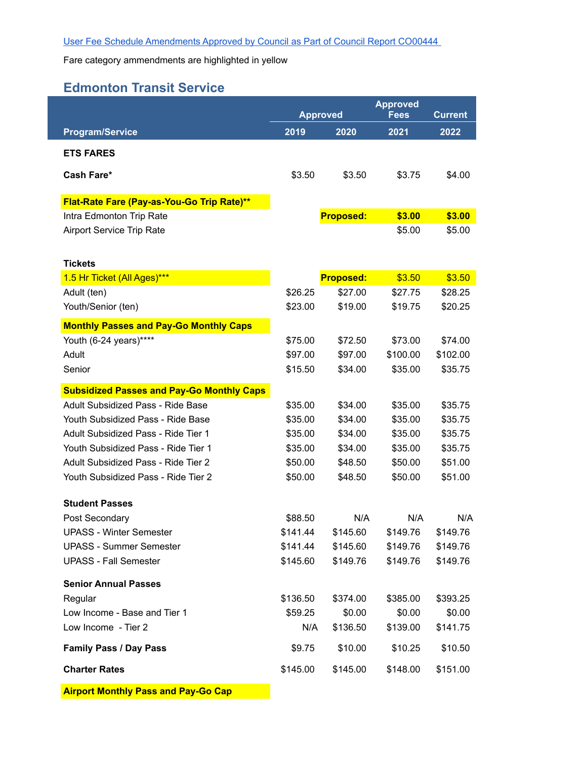[User Fee Schedule Amendments Approved by Council as Part of Council Report CO00444](#)

Fare category ammendments are highlighted in yellow

## Edmonton Transit Service

| Program/Service | Approved 2019 | Approved 2020 | Approved Fees 2021 | Current 2022 |
|---|---|---|---|---|
| **ETS FARES** | | | | |
| **Cash Fare*** | $3.50 | $3.50 | $3.75 | $4.00 |
| **Flat-Rate Fare (Pay-as-You-Go Trip Rate)**** | | | | |
| Intra Edmonton Trip Rate | | **Proposed:** | **$3.00** | **$3.00** |
| Airport Service Trip Rate | | | $5.00 | $5.00 |
| **Tickets** | | | | |
| 1.5 Hr Ticket (All Ages)*** | | **Proposed:** | $3.50 | $3.50 |
| Adult (ten) | $26.25 | $27.00 | $27.75 | $28.25 |
| Youth/Senior (ten) | $23.00 | $19.00 | $19.75 | $20.25 |
| **Monthly Passes and Pay-Go Monthly Caps** | | | | |
| Youth (6-24 years)**** | $75.00 | $72.50 | $73.00 | $74.00 |
| Adult | $97.00 | $97.00 | $100.00 | $102.00 |
| Senior | $15.50 | $34.00 | $35.00 | $35.75 |
| **Subsidized Passes and Pay-Go Monthly Caps** | | | | |
| Adult Subsidized Pass - Ride Base | $35.00 | $34.00 | $35.00 | $35.75 |
| Youth Subsidized Pass - Ride Base | $35.00 | $34.00 | $35.00 | $35.75 |
| Adult Subsidized Pass - Ride Tier 1 | $35.00 | $34.00 | $35.00 | $35.75 |
| Youth Subsidized Pass - Ride Tier 1 | $35.00 | $34.00 | $35.00 | $35.75 |
| Adult Subsidized Pass - Ride Tier 2 | $50.00 | $48.50 | $50.00 | $51.00 |
| Youth Subsidized Pass - Ride Tier 2 | $50.00 | $48.50 | $50.00 | $51.00 |
| **Student Passes** | | | | |
| Post Secondary | $88.50 | N/A | N/A | N/A |
| UPASS - Winter Semester | $141.44 | $145.60 | $149.76 | $149.76 |
| UPASS - Summer Semester | $141.44 | $145.60 | $149.76 | $149.76 |
| UPASS - Fall Semester | $145.60 | $149.76 | $149.76 | $149.76 |
| **Senior Annual Passes** | | | | |
| Regular | $136.50 | $374.00 | $385.00 | $393.25 |
| Low Income - Base and Tier 1 | $59.25 | $0.00 | $0.00 | $0.00 |
| Low Income - Tier 2 | N/A | $136.50 | $139.00 | $141.75 |
| **Family Pass / Day Pass** | $9.75 | $10.00 | $10.25 | $10.50 |
| **Charter Rates** | $145.00 | $145.00 | $148.00 | $151.00 |
| **Airport Monthly Pass and Pay-Go Cap** | | | | |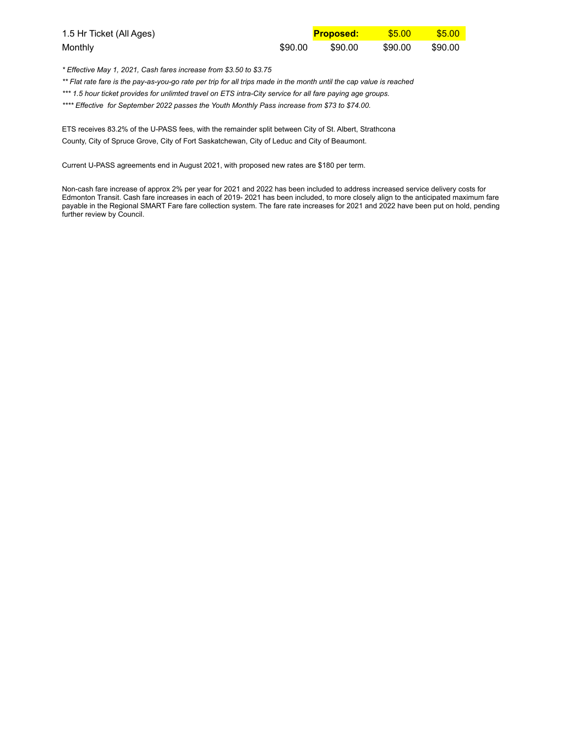| | | | | |
|---|---|---|---|---|
| 1.5 Hr Ticket (All Ages) | | **Proposed:** | $5.00 | $5.00 |
| Monthly | $90.00 | $90.00 | $90.00 | $90.00 |

*\* Effective May 1, 2021, Cash fares increase from $3.50 to $3.75*

*\*\* Flat rate fare is the pay-as-you-go rate per trip for all trips made in the month until the cap value is reached*

*\*\*\* 1.5 hour ticket provides for unlimted travel on ETS intra-City service for all fare paying age groups.*

*\*\*\*\* Effective for September 2022 passes the Youth Monthly Pass increase from $73 to $74.00.*

ETS receives 83.2% of the U-PASS fees, with the remainder split between City of St. Albert, Strathcona County, City of Spruce Grove, City of Fort Saskatchewan, City of Leduc and City of Beaumont.

Current U-PASS agreements end in August 2021, with proposed new rates are $180 per term.

Non-cash fare increase of approx 2% per year for 2021 and 2022 has been included to address increased service delivery costs for Edmonton Transit. Cash fare increases in each of 2019- 2021 has been included, to more closely align to the anticipated maximum fare payable in the Regional SMART Fare fare collection system. The fare rate increases for 2021 and 2022 have been put on hold, pending further review by Council.